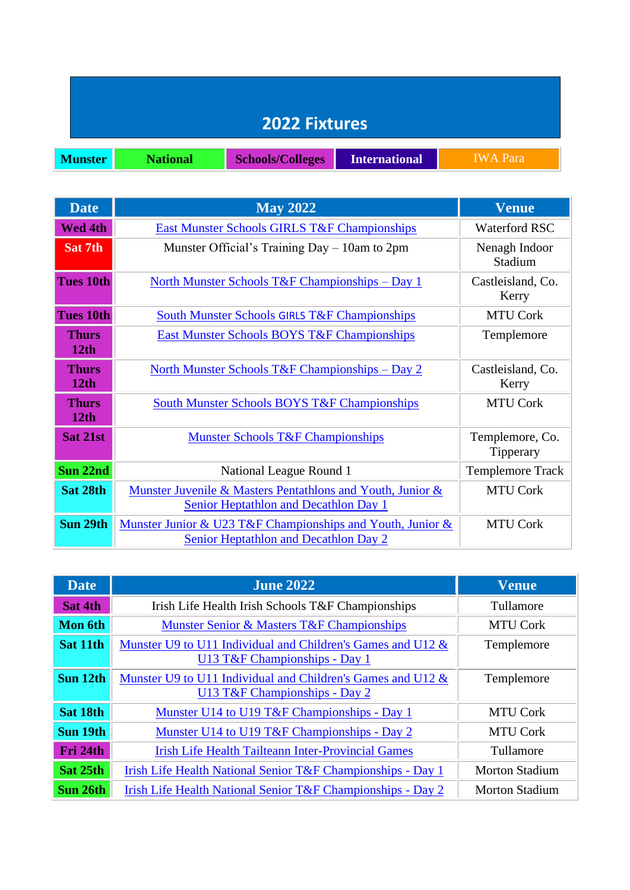# 2022 Fixtures

| Munster | National | Schools/Colleges | International | IWA Para |
|---|---|---|---|---|

| Date | May 2022 | Venue |
|---|---|---|
| Wed 4th | East Munster Schools GIRLS T&F Championships | Waterford RSC |
| Sat 7th | Munster Official's Training Day – 10am to 2pm | Nenagh Indoor Stadium |
| Tues 10th | North Munster Schools T&F Championships – Day 1 | Castleisland, Co. Kerry |
| Tues 10th | South Munster Schools GIRLS T&F Championships | MTU Cork |
| Thurs 12th | East Munster Schools BOYS T&F Championships | Templemore |
| Thurs 12th | North Munster Schools T&F Championships – Day 2 | Castleisland, Co. Kerry |
| Thurs 12th | South Munster Schools BOYS T&F Championships | MTU Cork |
| Sat 21st | Munster Schools T&F Championships | Templemore, Co. Tipperary |
| Sun 22nd | National League Round 1 | Templemore Track |
| Sat 28th | Munster Juvenile & Masters Pentathlons and Youth, Junior & Senior Heptathlon and Decathlon Day 1 | MTU Cork |
| Sun 29th | Munster Junior & U23 T&F Championships and Youth, Junior & Senior Heptathlon and Decathlon Day 2 | MTU Cork |

| Date | June 2022 | Venue |
|---|---|---|
| Sat 4th | Irish Life Health Irish Schools T&F Championships | Tullamore |
| Mon 6th | Munster Senior & Masters T&F Championships | MTU Cork |
| Sat 11th | Munster U9 to U11 Individual and Children's Games and U12 & U13 T&F Championships - Day 1 | Templemore |
| Sun 12th | Munster U9 to U11 Individual and Children's Games and U12 & U13 T&F Championships - Day 2 | Templemore |
| Sat 18th | Munster U14 to U19 T&F Championships - Day 1 | MTU Cork |
| Sun 19th | Munster U14 to U19 T&F Championships - Day 2 | MTU Cork |
| Fri 24th | Irish Life Health Tailteann Inter-Provincial Games | Tullamore |
| Sat 25th | Irish Life Health National Senior T&F Championships - Day 1 | Morton Stadium |
| Sun 26th | Irish Life Health National Senior T&F Championships - Day 2 | Morton Stadium |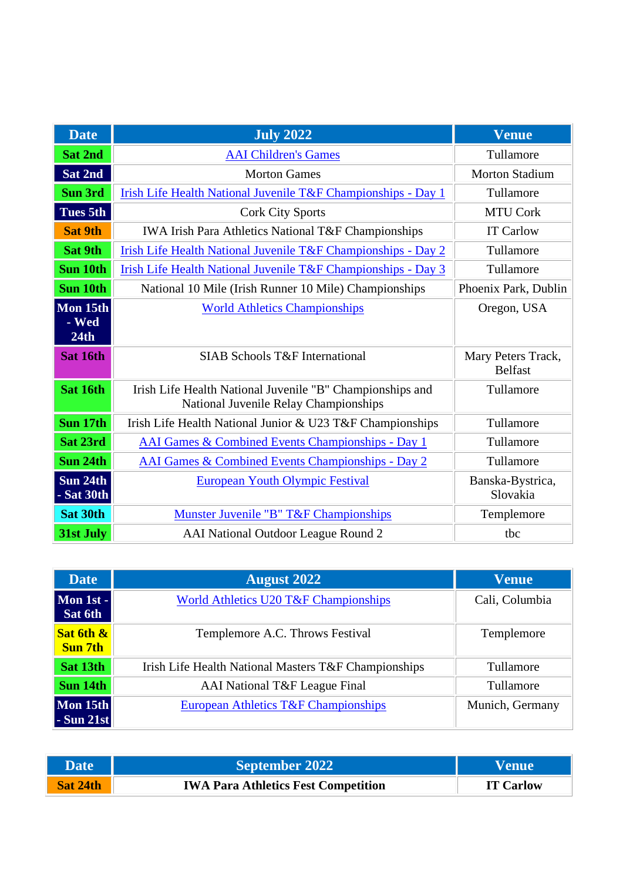| Date | July 2022 | Venue |
|---|---|---|
| Sat 2nd | AAI Children's Games | Tullamore |
| Sat 2nd | Morton Games | Morton Stadium |
| Sun 3rd | Irish Life Health National Juvenile T&F Championships - Day 1 | Tullamore |
| Tues 5th | Cork City Sports | MTU Cork |
| Sat 9th | IWA Irish Para Athletics National T&F Championships | IT Carlow |
| Sat 9th | Irish Life Health National Juvenile T&F Championships - Day 2 | Tullamore |
| Sun 10th | Irish Life Health National Juvenile T&F Championships - Day 3 | Tullamore |
| Sun 10th | National 10 Mile (Irish Runner 10 Mile) Championships | Phoenix Park, Dublin |
| Mon 15th - Wed 24th | World Athletics Championships | Oregon, USA |
| Sat 16th | SIAB Schools T&F International | Mary Peters Track, Belfast |
| Sat 16th | Irish Life Health National Juvenile "B" Championships and National Juvenile Relay Championships | Tullamore |
| Sun 17th | Irish Life Health National Junior & U23 T&F Championships | Tullamore |
| Sat 23rd | AAI Games & Combined Events Championships - Day 1 | Tullamore |
| Sun 24th | AAI Games & Combined Events Championships - Day 2 | Tullamore |
| Sun 24th - Sat 30th | European Youth Olympic Festival | Banska-Bystrica, Slovakia |
| Sat 30th | Munster Juvenile "B" T&F Championships | Templemore |
| 31st July | AAI National Outdoor League Round 2 | tbc |

| Date | August 2022 | Venue |
|---|---|---|
| Mon 1st - Sat 6th | World Athletics U20 T&F Championships | Cali, Columbia |
| Sat 6th & Sun 7th | Templemore A.C. Throws Festival | Templemore |
| Sat 13th | Irish Life Health National Masters T&F Championships | Tullamore |
| Sun 14th | AAI National T&F League Final | Tullamore |
| Mon 15th - Sun 21st | European Athletics T&F Championships | Munich, Germany |

| Date | September 2022 | Venue |
|---|---|---|
| Sat 24th | **IWA Para Athletics Fest Competition** | **IT Carlow** |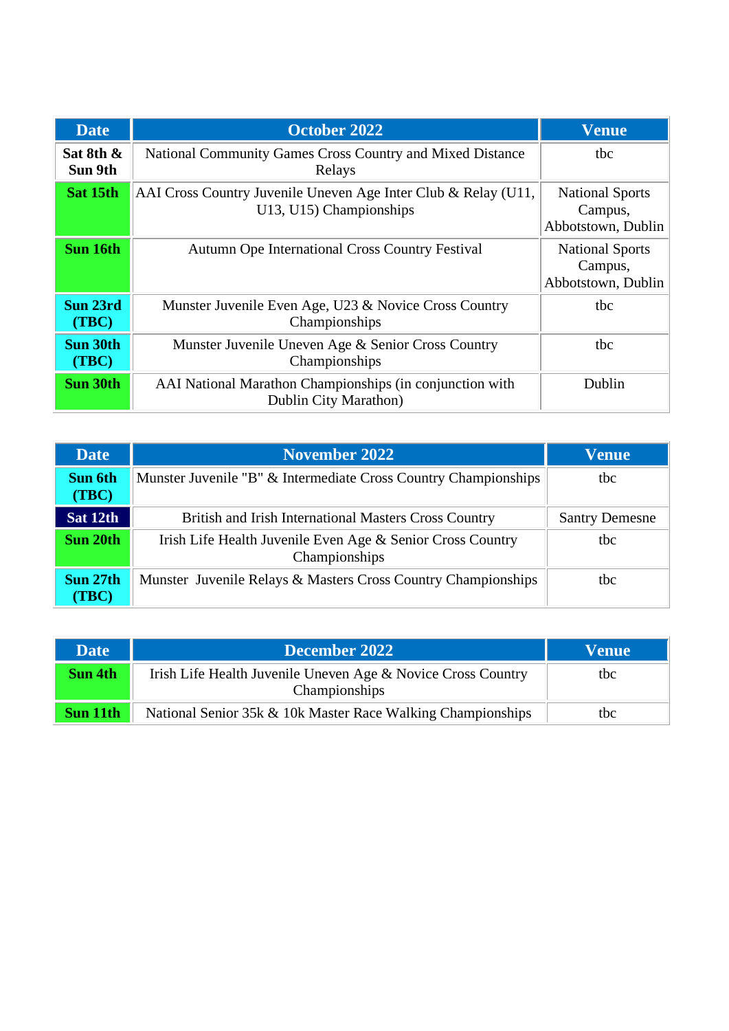| Date | October 2022 | Venue |
|---|---|---|
| **Sat 8th & Sun 9th** | National Community Games Cross Country and Mixed Distance Relays | tbc |
| **Sat 15th** | AAI Cross Country Juvenile Uneven Age Inter Club & Relay (U11, U13, U15) Championships | National Sports Campus, Abbotstown, Dublin |
| **Sun 16th** | Autumn Ope International Cross Country Festival | National Sports Campus, Abbotstown, Dublin |
| **Sun 23rd (TBC)** | Munster Juvenile Even Age, U23 & Novice Cross Country Championships | tbc |
| **Sun 30th (TBC)** | Munster Juvenile Uneven Age & Senior Cross Country Championships | tbc |
| **Sun 30th** | AAI National Marathon Championships (in conjunction with Dublin City Marathon) | Dublin |

| Date | November 2022 | Venue |
|---|---|---|
| **Sun 6th (TBC)** | Munster Juvenile "B" & Intermediate Cross Country Championships | tbc |
| **Sat 12th** | British and Irish International Masters Cross Country | Santry Demesne |
| **Sun 20th** | Irish Life Health Juvenile Even Age & Senior Cross Country Championships | tbc |
| **Sun 27th (TBC)** | Munster Juvenile Relays & Masters Cross Country Championships | tbc |

| Date | December 2022 | Venue |
|---|---|---|
| **Sun 4th** | Irish Life Health Juvenile Uneven Age & Novice Cross Country Championships | tbc |
| **Sun 11th** | National Senior 35k & 10k Master Race Walking Championships | tbc |